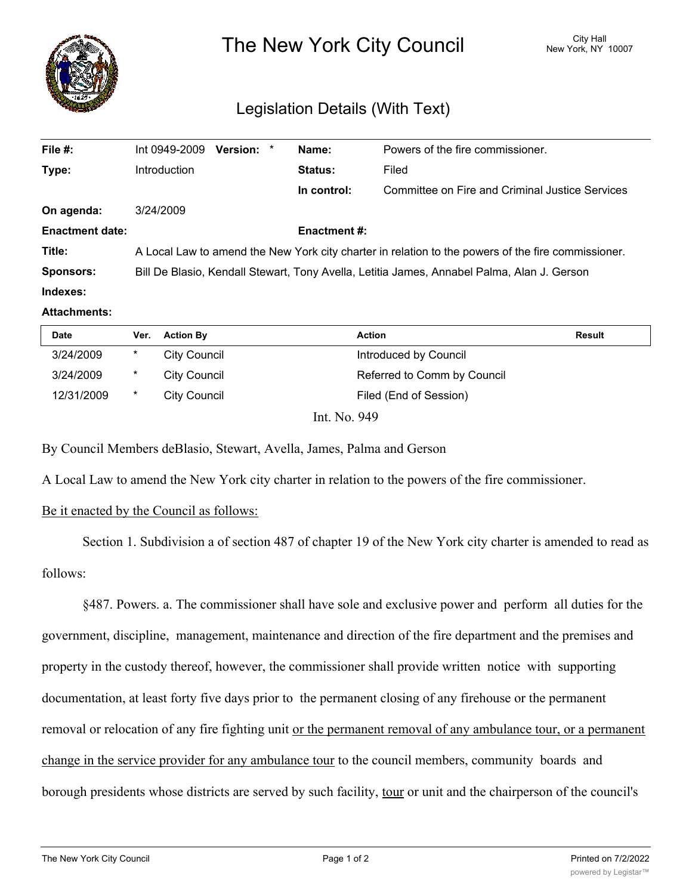# The New York City Council

City Hall
New York, NY 10007

## Legislation Details (With Text)

| | | | |
|---|---|---|---|
| **File #:** | Int 0949-2009 **Version:** * | **Name:** | Powers of the fire commissioner. |
| **Type:** | Introduction | **Status:** | Filed |
| | | **In control:** | Committee on Fire and Criminal Justice Services |
| **On agenda:** | 3/24/2009 | | |
| **Enactment date:** | | **Enactment #:** | |

**Title:** A Local Law to amend the New York city charter in relation to the powers of the fire commissioner.

**Sponsors:** Bill De Blasio, Kendall Stewart, Tony Avella, Letitia James, Annabel Palma, Alan J. Gerson

**Indexes:**

**Attachments:**

| Date | Ver. | Action By | Action | Result |
|---|---|---|---|---|
| 3/24/2009 | * | City Council | Introduced by Council | |
| 3/24/2009 | * | City Council | Referred to Comm by Council | |
| 12/31/2009 | * | City Council | Filed (End of Session) | |

Int. No. 949

By Council Members deBlasio, Stewart, Avella, James, Palma and Gerson

A Local Law to amend the New York city charter in relation to the powers of the fire commissioner.

<u>Be it enacted by the Council as follows:</u>

Section 1. Subdivision a of section 487 of chapter 19 of the New York city charter is amended to read as follows:

§487. Powers. a. The commissioner shall have sole and exclusive power and perform all duties for the government, discipline, management, maintenance and direction of the fire department and the premises and property in the custody thereof, however, the commissioner shall provide written notice with supporting documentation, at least forty five days prior to the permanent closing of any firehouse or the permanent removal or relocation of any fire fighting unit <u>or the permanent removal of any ambulance tour, or a permanent change in the service provider for any ambulance tour</u> to the council members, community boards and borough presidents whose districts are served by such facility, <u>tour</u> or unit and the chairperson of the council's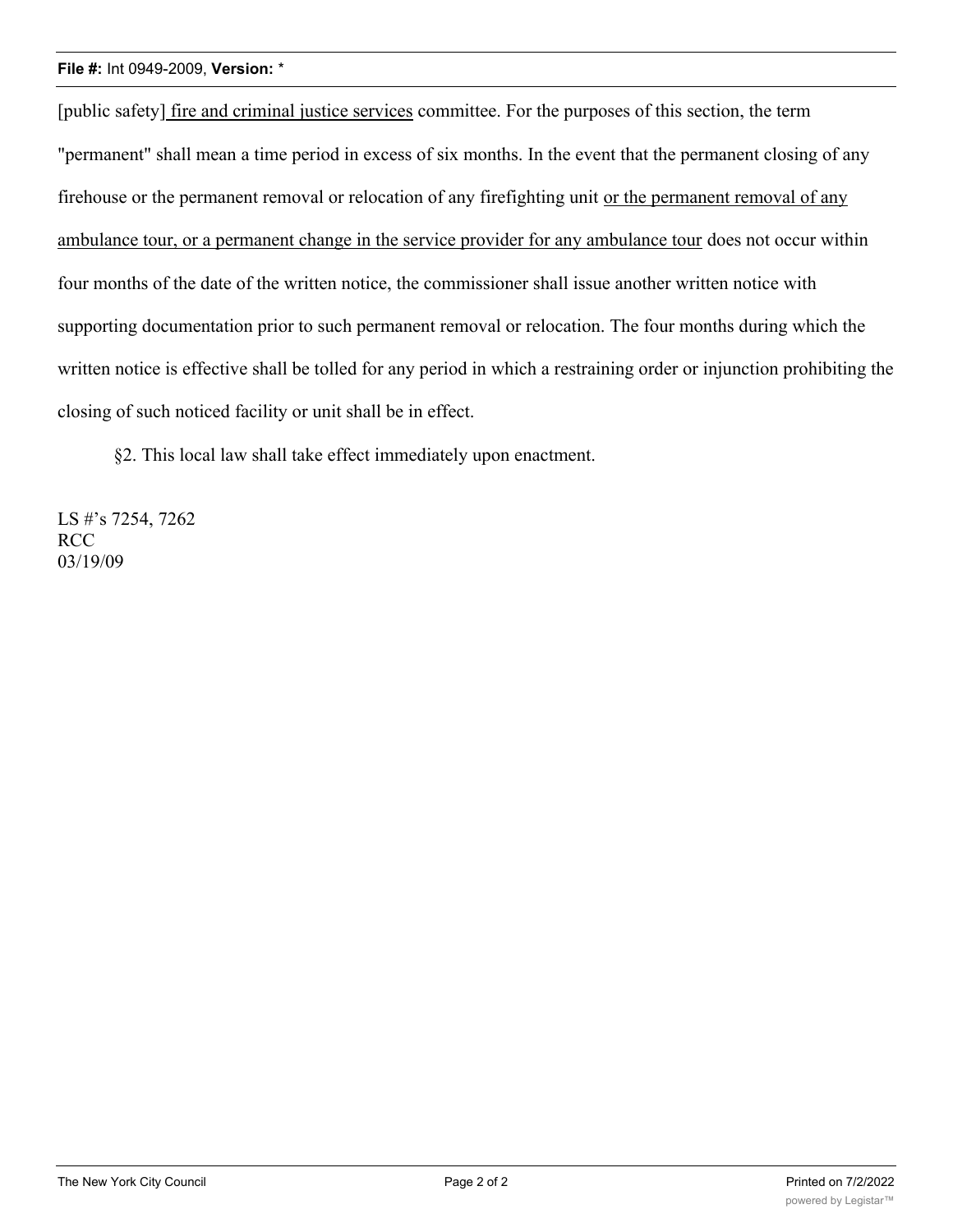[public safety] fire and criminal justice services committee. For the purposes of this section, the term "permanent" shall mean a time period in excess of six months. In the event that the permanent closing of any firehouse or the permanent removal or relocation of any firefighting unit or the permanent removal of any ambulance tour, or a permanent change in the service provider for any ambulance tour does not occur within four months of the date of the written notice, the commissioner shall issue another written notice with supporting documentation prior to such permanent removal or relocation. The four months during which the written notice is effective shall be tolled for any period in which a restraining order or injunction prohibiting the closing of such noticed facility or unit shall be in effect.

§2. This local law shall take effect immediately upon enactment.

LS #'s 7254, 7262
RCC
03/19/09